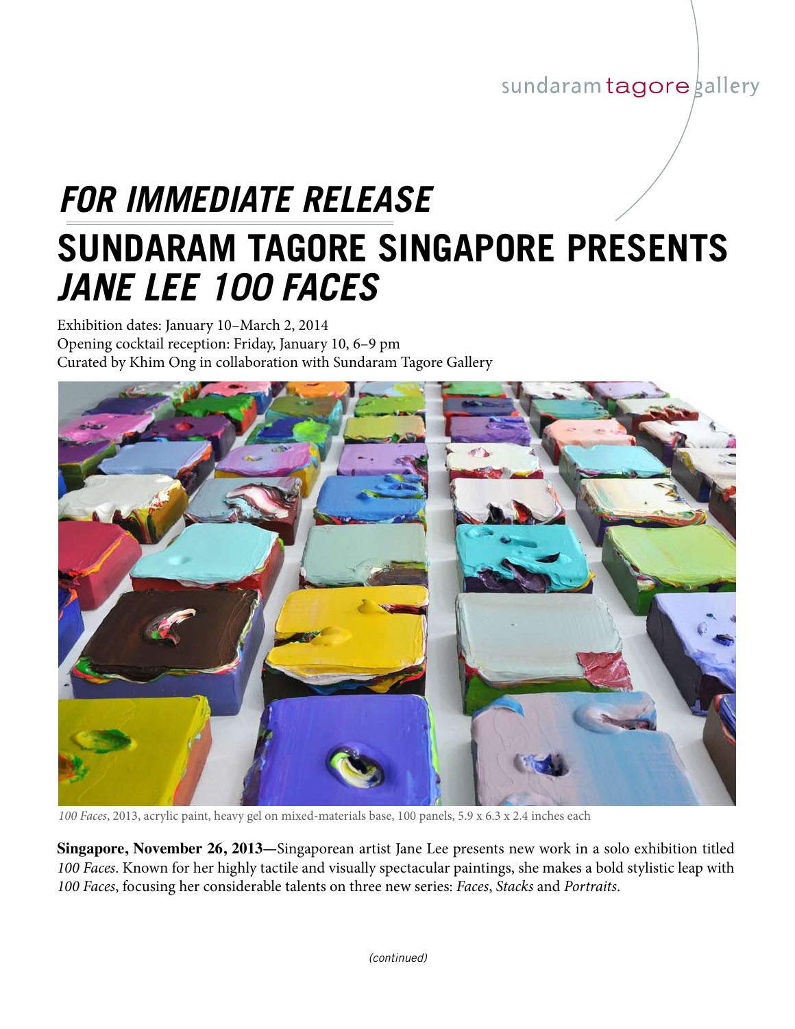sundaram tagore gallery

# *FOR IMMEDIATE RELEASE*

# SUNDARAM TAGORE SINGAPORE PRESENTS *JANE LEE 100 FACES*

Exhibition dates: January 10–March 2, 2014
Opening cocktail reception: Friday, January 10, 6–9 pm
Curated by Khim Ong in collaboration with Sundaram Tagore Gallery

*100 Faces*, 2013, acrylic paint, heavy gel on mixed-materials base, 100 panels, 5.9 x 6.3 x 2.4 inches each

**Singapore, November 26, 2013—**Singaporean artist Jane Lee presents new work in a solo exhibition titled *100 Faces*. Known for her highly tactile and visually spectacular paintings, she makes a bold stylistic leap with *100 Faces*, focusing her considerable talents on three new series: *Faces*, *Stacks* and *Portraits*.

*(continued)*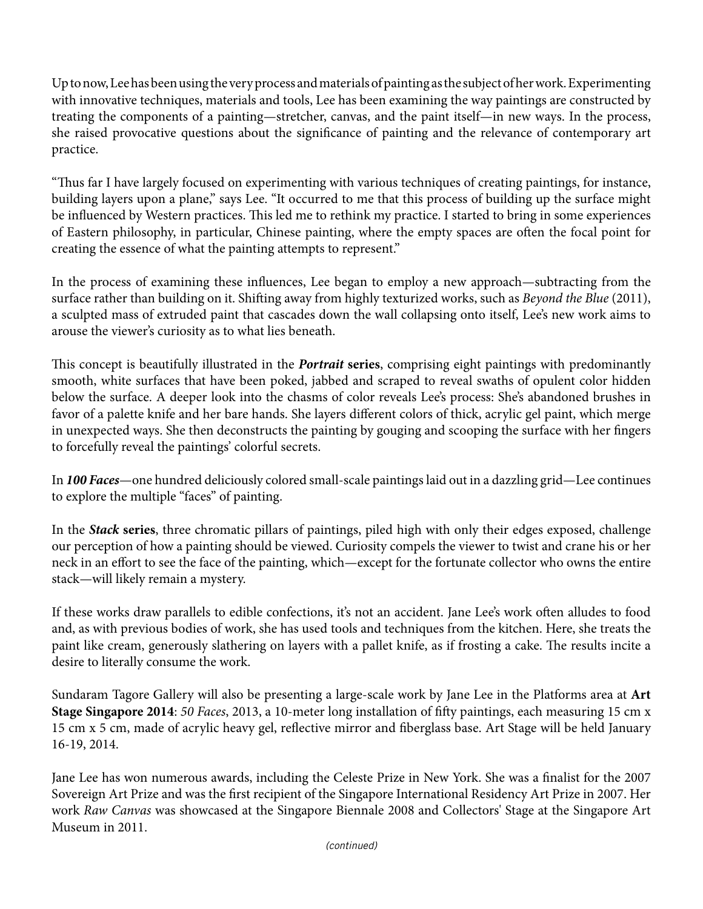Up to now, Lee has been using the very process and materials of painting as the subject of her work. Experimenting with innovative techniques, materials and tools, Lee has been examining the way paintings are constructed by treating the components of a painting—stretcher, canvas, and the paint itself—in new ways. In the process, she raised provocative questions about the significance of painting and the relevance of contemporary art practice.

"Thus far I have largely focused on experimenting with various techniques of creating paintings, for instance, building layers upon a plane," says Lee. "It occurred to me that this process of building up the surface might be influenced by Western practices. This led me to rethink my practice. I started to bring in some experiences of Eastern philosophy, in particular, Chinese painting, where the empty spaces are often the focal point for creating the essence of what the painting attempts to represent."

In the process of examining these influences, Lee began to employ a new approach—subtracting from the surface rather than building on it. Shifting away from highly texturized works, such as *Beyond the Blue* (2011), a sculpted mass of extruded paint that cascades down the wall collapsing onto itself, Lee's new work aims to arouse the viewer's curiosity as to what lies beneath.

This concept is beautifully illustrated in the ***Portrait* series**, comprising eight paintings with predominantly smooth, white surfaces that have been poked, jabbed and scraped to reveal swaths of opulent color hidden below the surface. A deeper look into the chasms of color reveals Lee's process: She's abandoned brushes in favor of a palette knife and her bare hands. She layers different colors of thick, acrylic gel paint, which merge in unexpected ways. She then deconstructs the painting by gouging and scooping the surface with her fingers to forcefully reveal the paintings' colorful secrets.

In ***100 Faces***—one hundred deliciously colored small-scale paintings laid out in a dazzling grid—Lee continues to explore the multiple "faces" of painting.

In the ***Stack* series**, three chromatic pillars of paintings, piled high with only their edges exposed, challenge our perception of how a painting should be viewed. Curiosity compels the viewer to twist and crane his or her neck in an effort to see the face of the painting, which—except for the fortunate collector who owns the entire stack—will likely remain a mystery.

If these works draw parallels to edible confections, it's not an accident. Jane Lee's work often alludes to food and, as with previous bodies of work, she has used tools and techniques from the kitchen. Here, she treats the paint like cream, generously slathering on layers with a pallet knife, as if frosting a cake. The results incite a desire to literally consume the work.

Sundaram Tagore Gallery will also be presenting a large-scale work by Jane Lee in the Platforms area at **Art Stage Singapore 2014**: *50 Faces*, 2013, a 10-meter long installation of fifty paintings, each measuring 15 cm x 15 cm x 5 cm, made of acrylic heavy gel, reflective mirror and fiberglass base. Art Stage will be held January 16-19, 2014.

Jane Lee has won numerous awards, including the Celeste Prize in New York. She was a finalist for the 2007 Sovereign Art Prize and was the first recipient of the Singapore International Residency Art Prize in 2007. Her work *Raw Canvas* was showcased at the Singapore Biennale 2008 and Collectors' Stage at the Singapore Art Museum in 2011.

*(continued)*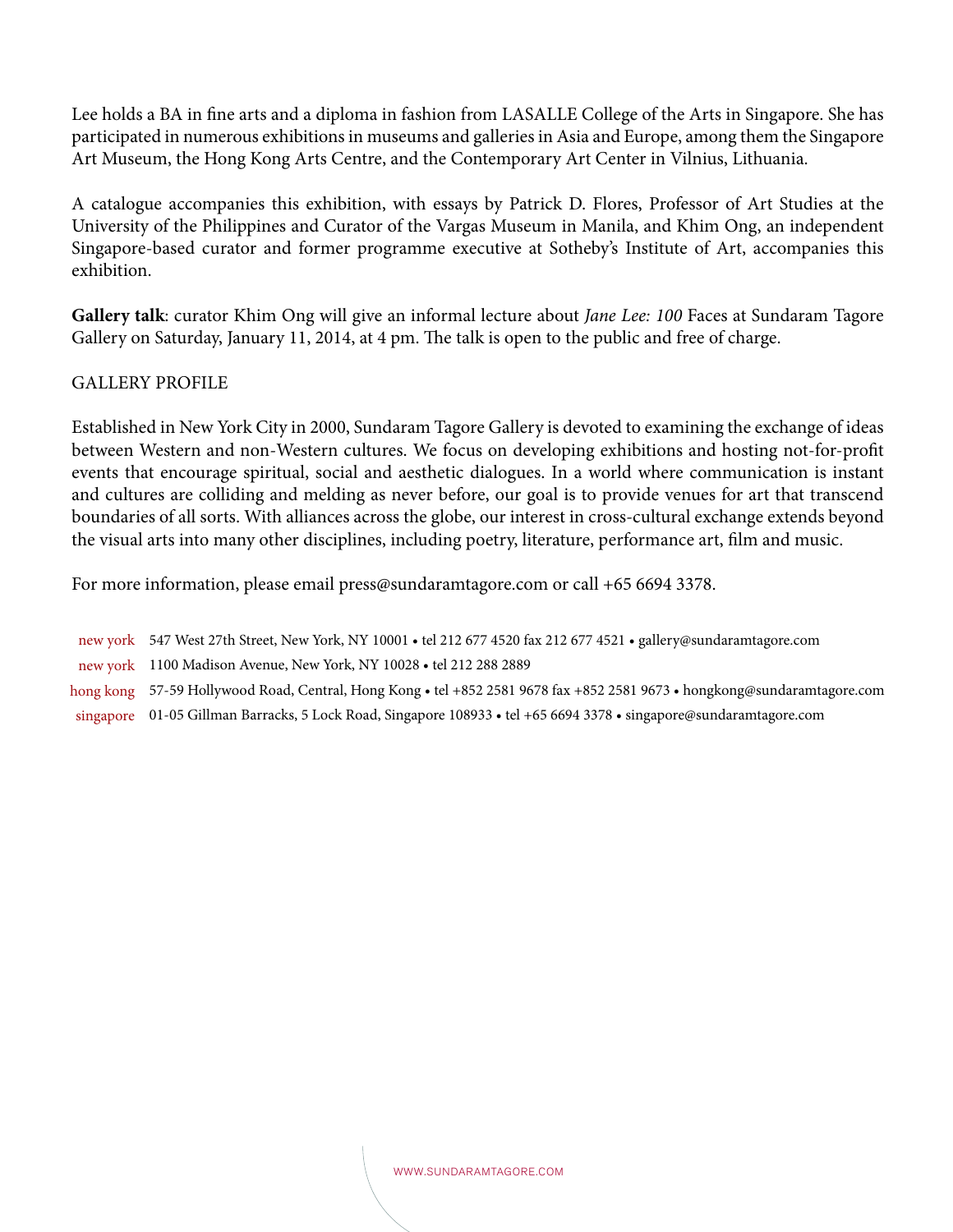Lee holds a BA in fine arts and a diploma in fashion from LASALLE College of the Arts in Singapore. She has participated in numerous exhibitions in museums and galleries in Asia and Europe, among them the Singapore Art Museum, the Hong Kong Arts Centre, and the Contemporary Art Center in Vilnius, Lithuania.

A catalogue accompanies this exhibition, with essays by Patrick D. Flores, Professor of Art Studies at the University of the Philippines and Curator of the Vargas Museum in Manila, and Khim Ong, an independent Singapore-based curator and former programme executive at Sotheby's Institute of Art, accompanies this exhibition.

**Gallery talk**: curator Khim Ong will give an informal lecture about *Jane Lee: 100* Faces at Sundaram Tagore Gallery on Saturday, January 11, 2014, at 4 pm. The talk is open to the public and free of charge.

GALLERY PROFILE

Established in New York City in 2000, Sundaram Tagore Gallery is devoted to examining the exchange of ideas between Western and non-Western cultures. We focus on developing exhibitions and hosting not-for-profit events that encourage spiritual, social and aesthetic dialogues. In a world where communication is instant and cultures are colliding and melding as never before, our goal is to provide venues for art that transcend boundaries of all sorts. With alliances across the globe, our interest in cross-cultural exchange extends beyond the visual arts into many other disciplines, including poetry, literature, performance art, film and music.

For more information, please email press@sundaramtagore.com or call +65 6694 3378.

new york 547 West 27th Street, New York, NY 10001 • tel 212 677 4520 fax 212 677 4521 • gallery@sundaramtagore.com

new york 1100 Madison Avenue, New York, NY 10028 • tel 212 288 2889

hong kong 57-59 Hollywood Road, Central, Hong Kong • tel +852 2581 9678 fax +852 2581 9673 • hongkong@sundaramtagore.com

singapore 01-05 Gillman Barracks, 5 Lock Road, Singapore 108933 • tel +65 6694 3378 • singapore@sundaramtagore.com

WWW.SUNDARAMTAGORE.COM